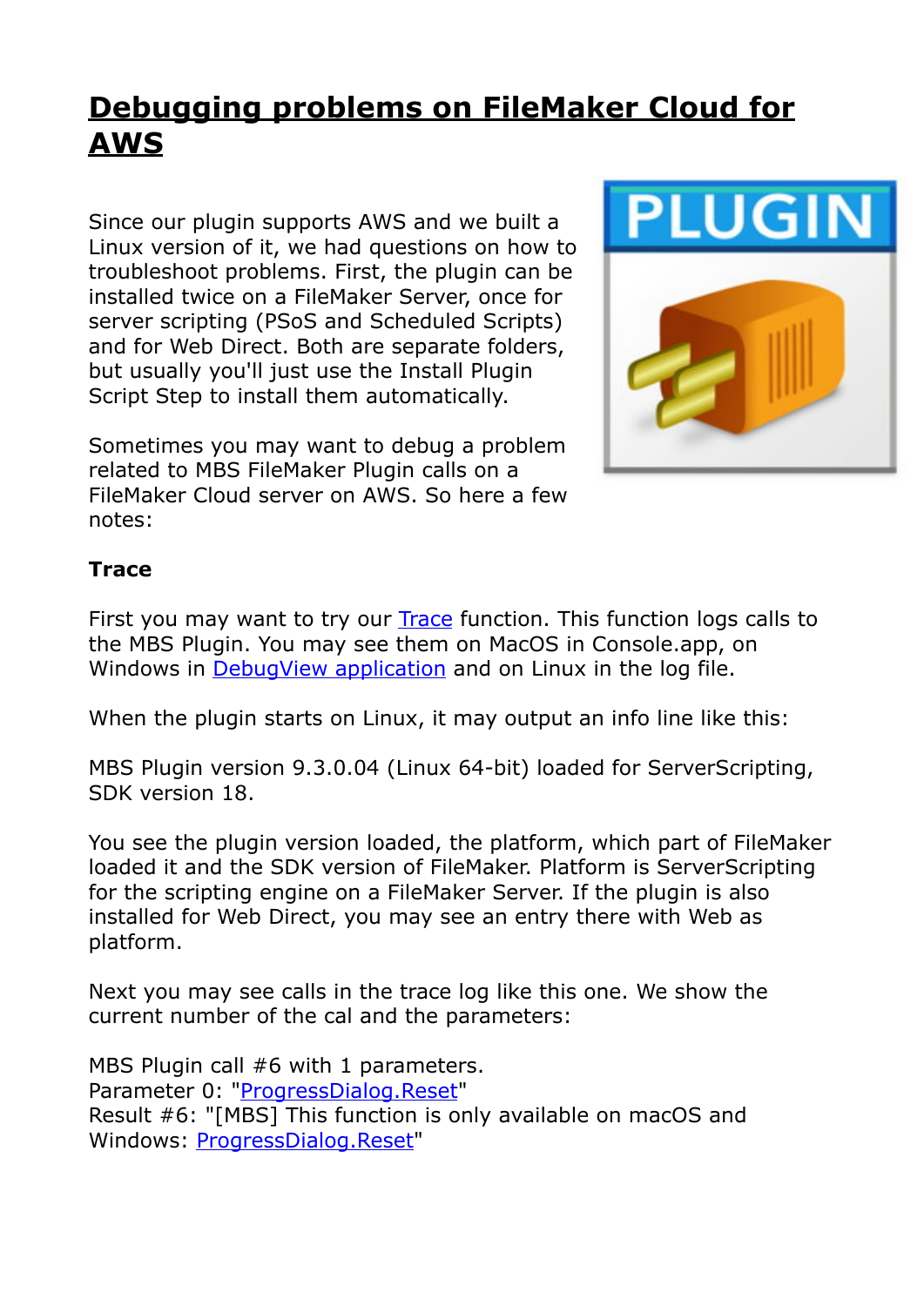# Debugging problems on FileMaker Cloud for AWS

Since our plugin supports AWS and we built a Linux version of it, we had questions on how to troubleshoot problems. First, the plugin can be installed twice on a FileMaker Server, once for server scripting (PSoS and Scheduled Scripts) and for Web Direct. Both are separate folders, but usually you'll just use the Install Plugin Script Step to install them automatically.

Sometimes you may want to debug a problem related to MBS FileMaker Plugin calls on a FileMaker Cloud server on AWS. So here a few notes:

**Trace**

First you may want to try our Trace function. This function logs calls to the MBS Plugin. You may see them on MacOS in Console.app, on Windows in DebugView application and on Linux in the log file.

When the plugin starts on Linux, it may output an info line like this:

MBS Plugin version 9.3.0.04 (Linux 64-bit) loaded for ServerScripting, SDK version 18.

You see the plugin version loaded, the platform, which part of FileMaker loaded it and the SDK version of FileMaker. Platform is ServerScripting for the scripting engine on a FileMaker Server. If the plugin is also installed for Web Direct, you may see an entry there with Web as platform.

Next you may see calls in the trace log like this one. We show the current number of the cal and the parameters:

MBS Plugin call #6 with 1 parameters.
Parameter 0: "ProgressDialog.Reset"
Result #6: "[MBS] This function is only available on macOS and Windows: ProgressDialog.Reset"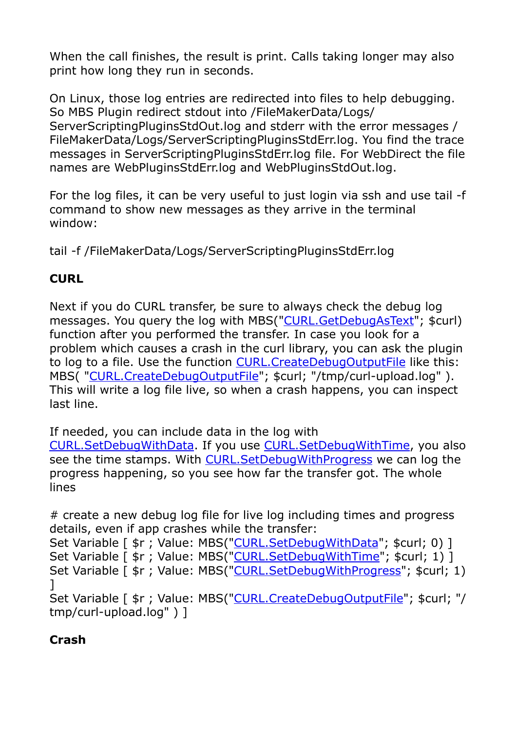When the call finishes, the result is print. Calls taking longer may also print how long they run in seconds.

On Linux, those log entries are redirected into files to help debugging. So MBS Plugin redirect stdout into /FileMakerData/Logs/ServerScriptingPluginsStdOut.log and stderr with the error messages /FileMakerData/Logs/ServerScriptingPluginsStdErr.log. You find the trace messages in ServerScriptingPluginsStdErr.log file. For WebDirect the file names are WebPluginsStdErr.log and WebPluginsStdOut.log.

For the log files, it can be very useful to just login via ssh and use tail -f command to show new messages as they arrive in the terminal window:

```
tail -f /FileMakerData/Logs/ServerScriptingPluginsStdErr.log
```

**CURL**

Next if you do CURL transfer, be sure to always check the debug log messages. You query the log with MBS("CURL.GetDebugAsText"; $curl) function after you performed the transfer. In case you look for a problem which causes a crash in the curl library, you can ask the plugin to log to a file. Use the function CURL.CreateDebugOutputFile like this: MBS( "CURL.CreateDebugOutputFile"; $curl; "/tmp/curl-upload.log" ). This will write a log file live, so when a crash happens, you can inspect last line.

If needed, you can include data in the log with CURL.SetDebugWithData. If you use CURL.SetDebugWithTime, you also see the time stamps. With CURL.SetDebugWithProgress we can log the progress happening, so you see how far the transfer got. The whole lines

```
# create a new debug log file for live log including times and progress details, even if app crashes while the transfer:
Set Variable [ $r ; Value: MBS("CURL.SetDebugWithData"; $curl; 0) ]
Set Variable [ $r ; Value: MBS("CURL.SetDebugWithTime"; $curl; 1) ]
Set Variable [ $r ; Value: MBS("CURL.SetDebugWithProgress"; $curl; 1) ]
Set Variable [ $r ; Value: MBS("CURL.CreateDebugOutputFile"; $curl; "/tmp/curl-upload.log" ) ]
```

**Crash**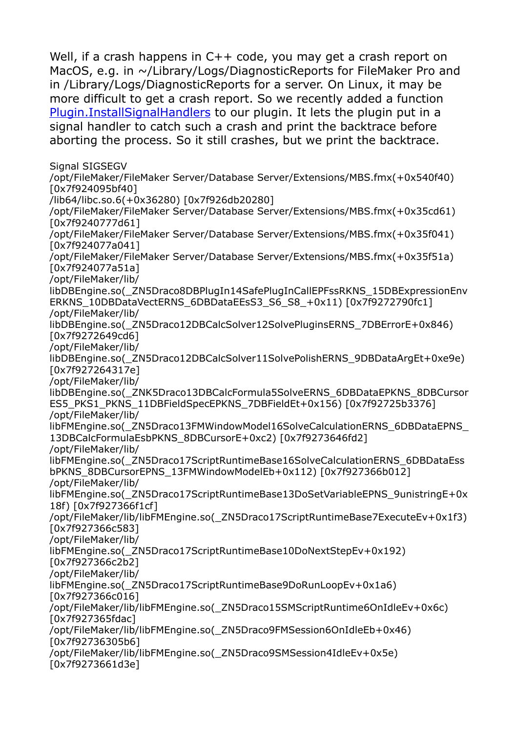Well, if a crash happens in C++ code, you may get a crash report on MacOS, e.g. in ~/Library/Logs/DiagnosticReports for FileMaker Pro and in /Library/Logs/DiagnosticReports for a server. On Linux, it may be more difficult to get a crash report. So we recently added a function [Plugin.InstallSignalHandlers](Plugin.InstallSignalHandlers) to our plugin. It lets the plugin put in a signal handler to catch such a crash and print the backtrace before aborting the process. So it still crashes, but we print the backtrace.

```
Signal SIGSEGV
/opt/FileMaker/FileMaker Server/Database Server/Extensions/MBS.fmx(+0x540f40) [0x7f924095bf40]
/lib64/libc.so.6(+0x36280) [0x7f926db20280]
/opt/FileMaker/FileMaker Server/Database Server/Extensions/MBS.fmx(+0x35cd61) [0x7f9240777d61]
/opt/FileMaker/FileMaker Server/Database Server/Extensions/MBS.fmx(+0x35f041) [0x7f924077a041]
/opt/FileMaker/FileMaker Server/Database Server/Extensions/MBS.fmx(+0x35f51a) [0x7f924077a51a]
/opt/FileMaker/lib/libDBEngine.so(_ZN5Draco8DBPlugIn14SafePlugInCallEPFssRKNS_15DBExpressionEnvERKNS_10DBDataVectERNS_6DBDataEEsS3_S6_S8_+0x11) [0x7f9272790fc1]
/opt/FileMaker/lib/libDBEngine.so(_ZN5Draco12DBCalcSolver12SolvePluginsERNS_7DBErrorE+0x846) [0x7f9272649cd6]
/opt/FileMaker/lib/libDBEngine.so(_ZN5Draco12DBCalcSolver11SolvePolishERNS_9DBDataArgEt+0xe9e) [0x7f927264317e]
/opt/FileMaker/lib/libDBEngine.so(_ZNK5Draco13DBCalcFormula5SolveERNS_6DBDataEPKNS_8DBCursorES5_PKS1_PKNS_11DBFieldSpecEPKNS_7DBFieldEt+0x156) [0x7f92725b3376]
/opt/FileMaker/lib/libFMEngine.so(_ZN5Draco13FMWindowModel16SolveCalculationERNS_6DBDataEPNS_13DBCalcFormulaEsbPKNS_8DBCursorE+0xc2) [0x7f9273646fd2]
/opt/FileMaker/lib/libFMEngine.so(_ZN5Draco17ScriptRuntimeBase16SolveCalculationERNS_6DBDataEssbPKNS_8DBCursorEPNS_13FMWindowModelEb+0x112) [0x7f927366b012]
/opt/FileMaker/lib/libFMEngine.so(_ZN5Draco17ScriptRuntimeBase13DoSetVariableEPNS_9unistringE+0x18f) [0x7f927366f1cf]
/opt/FileMaker/lib/libFMEngine.so(_ZN5Draco17ScriptRuntimeBase7ExecuteEv+0x1f3) [0x7f927366c583]
/opt/FileMaker/lib/libFMEngine.so(_ZN5Draco17ScriptRuntimeBase10DoNextStepEv+0x192) [0x7f927366c2b2]
/opt/FileMaker/lib/libFMEngine.so(_ZN5Draco17ScriptRuntimeBase9DoRunLoopEv+0x1a6) [0x7f927366c016]
/opt/FileMaker/lib/libFMEngine.so(_ZN5Draco15SMScriptRuntime6OnIdleEv+0x6c) [0x7f927365fdac]
/opt/FileMaker/lib/libFMEngine.so(_ZN5Draco9FMSession6OnIdleEb+0x46) [0x7f92736305b6]
/opt/FileMaker/lib/libFMEngine.so(_ZN5Draco9SMSession4IdleEv+0x5e) [0x7f9273661d3e]
```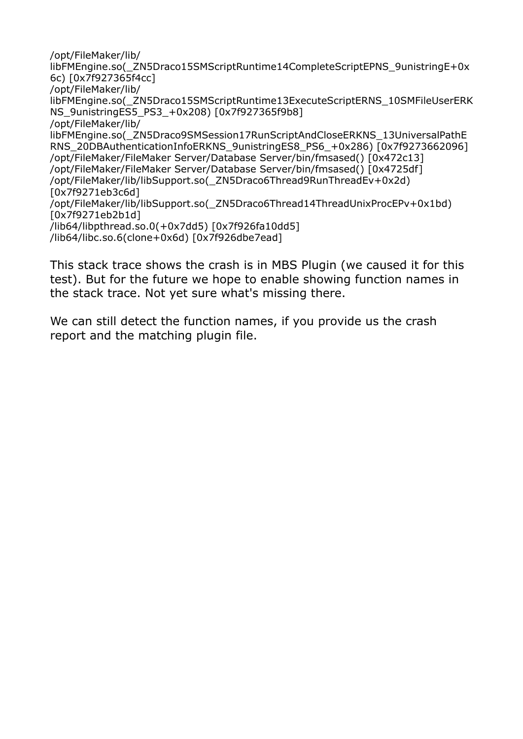```
/opt/FileMaker/lib/libFMEngine.so(_ZN5Draco15SMScriptRuntime14CompleteScriptEPNS_9unistringE+0x6c) [0x7f927365f4cc]
/opt/FileMaker/lib/libFMEngine.so(_ZN5Draco15SMScriptRuntime13ExecuteScriptERNS_10SMFileUserERKNS_9unistringES5_PS3_+0x208) [0x7f927365f9b8]
/opt/FileMaker/lib/libFMEngine.so(_ZN5Draco9SMSession17RunScriptAndCloseERKNS_13UniversalPathERNS_20DBAuthenticationInfoERKNS_9unistringES8_PS6_+0x286) [0x7f9273662096]
/opt/FileMaker/FileMaker Server/Database Server/bin/fmsased() [0x472c13]
/opt/FileMaker/FileMaker Server/Database Server/bin/fmsased() [0x4725df]
/opt/FileMaker/lib/libSupport.so(_ZN5Draco6Thread9RunThreadEv+0x2d) [0x7f9271eb3c6d]
/opt/FileMaker/lib/libSupport.so(_ZN5Draco6Thread14ThreadUnixProcEPv+0x1bd) [0x7f9271eb2b1d]
/lib64/libpthread.so.0(+0x7dd5) [0x7f926fa10dd5]
/lib64/libc.so.6(clone+0x6d) [0x7f926dbe7ead]
```

This stack trace shows the crash is in MBS Plugin (we caused it for this test). But for the future we hope to enable showing function names in the stack trace. Not yet sure what's missing there.

We can still detect the function names, if you provide us the crash report and the matching plugin file.